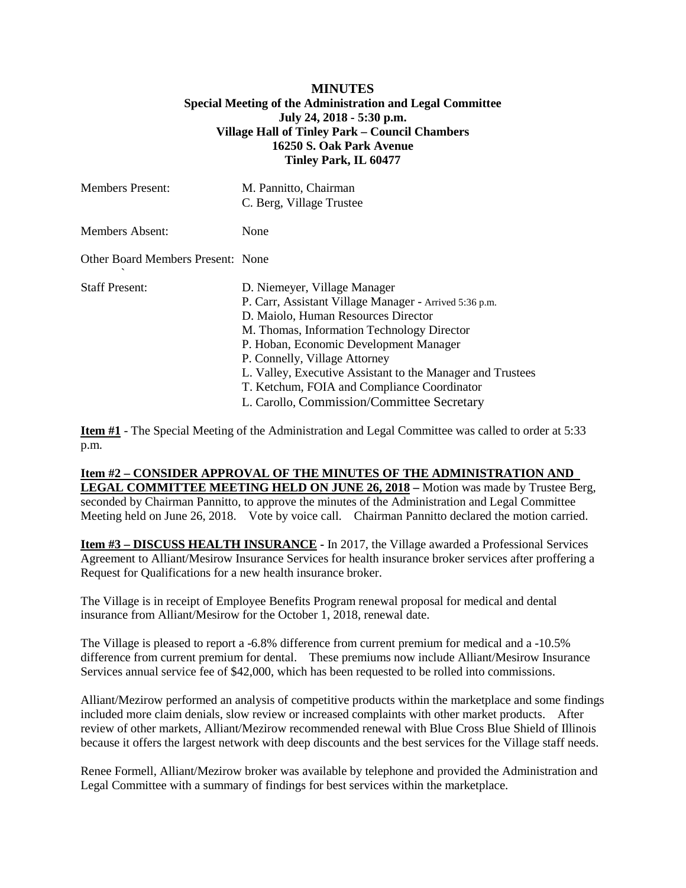# MINUTES

**Special Meeting of the Administration and Legal Committee**
**July 24, 2018 - 5:30 p.m.**
**Village Hall of Tinley Park – Council Chambers**
**16250 S. Oak Park Avenue**
**Tinley Park, IL 60477**

| | |
|---|---|
| Members Present: | M. Pannitto, Chairman<br>C. Berg, Village Trustee |
| Members Absent: | None |
| Other Board Members Present: | None |
| Staff Present: | D. Niemeyer, Village Manager<br>P. Carr, Assistant Village Manager - Arrived 5:36 p.m.<br>D. Maiolo, Human Resources Director<br>M. Thomas, Information Technology Director<br>P. Hoban, Economic Development Manager<br>P. Connelly, Village Attorney<br>L. Valley, Executive Assistant to the Manager and Trustees<br>T. Ketchum, FOIA and Compliance Coordinator<br>L. Carollo, Commission/Committee Secretary |

**Item #1** - The Special Meeting of the Administration and Legal Committee was called to order at 5:33 p.m.

**Item #2 – CONSIDER APPROVAL OF THE MINUTES OF THE ADMINISTRATION AND LEGAL COMMITTEE MEETING HELD ON JUNE 26, 2018 –** Motion was made by Trustee Berg, seconded by Chairman Pannitto, to approve the minutes of the Administration and Legal Committee Meeting held on June 26, 2018. Vote by voice call. Chairman Pannitto declared the motion carried.

**Item #3 – DISCUSS HEALTH INSURANCE -** In 2017, the Village awarded a Professional Services Agreement to Alliant/Mesirow Insurance Services for health insurance broker services after proffering a Request for Qualifications for a new health insurance broker.

The Village is in receipt of Employee Benefits Program renewal proposal for medical and dental insurance from Alliant/Mesirow for the October 1, 2018, renewal date.

The Village is pleased to report a -6.8% difference from current premium for medical and a -10.5% difference from current premium for dental. These premiums now include Alliant/Mesirow Insurance Services annual service fee of $42,000, which has been requested to be rolled into commissions.

Alliant/Mezirow performed an analysis of competitive products within the marketplace and some findings included more claim denials, slow review or increased complaints with other market products. After review of other markets, Alliant/Mezirow recommended renewal with Blue Cross Blue Shield of Illinois because it offers the largest network with deep discounts and the best services for the Village staff needs.

Renee Formell, Alliant/Mezirow broker was available by telephone and provided the Administration and Legal Committee with a summary of findings for best services within the marketplace.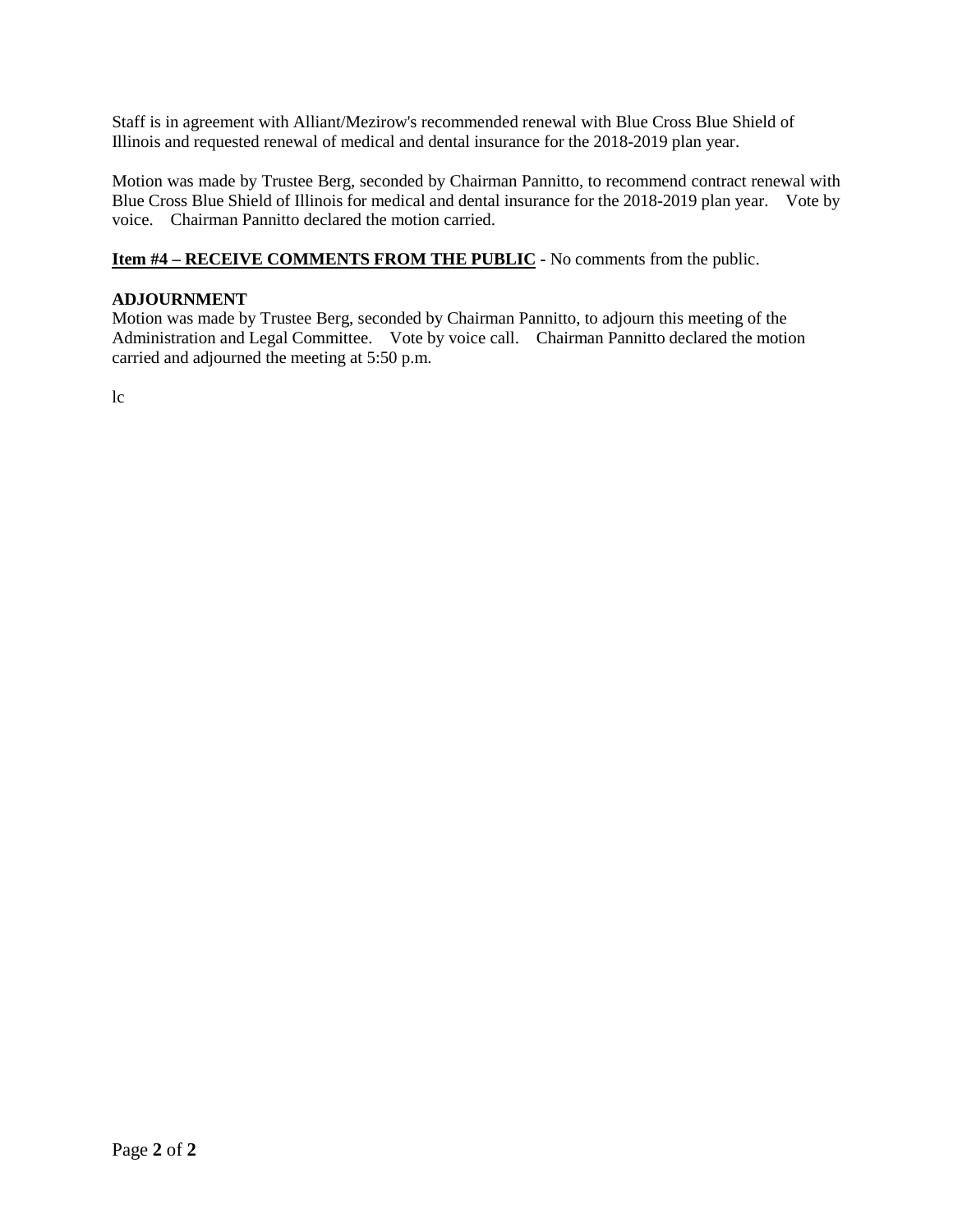Staff is in agreement with Alliant/Mezirow's recommended renewal with Blue Cross Blue Shield of Illinois and requested renewal of medical and dental insurance for the 2018-2019 plan year.

Motion was made by Trustee Berg, seconded by Chairman Pannitto, to recommend contract renewal with Blue Cross Blue Shield of Illinois for medical and dental insurance for the 2018-2019 plan year. Vote by voice. Chairman Pannitto declared the motion carried.

**<u>Item #4 – RECEIVE COMMENTS FROM THE PUBLIC</u>** - No comments from the public.

**ADJOURNMENT**

Motion was made by Trustee Berg, seconded by Chairman Pannitto, to adjourn this meeting of the Administration and Legal Committee. Vote by voice call. Chairman Pannitto declared the motion carried and adjourned the meeting at 5:50 p.m.

lc